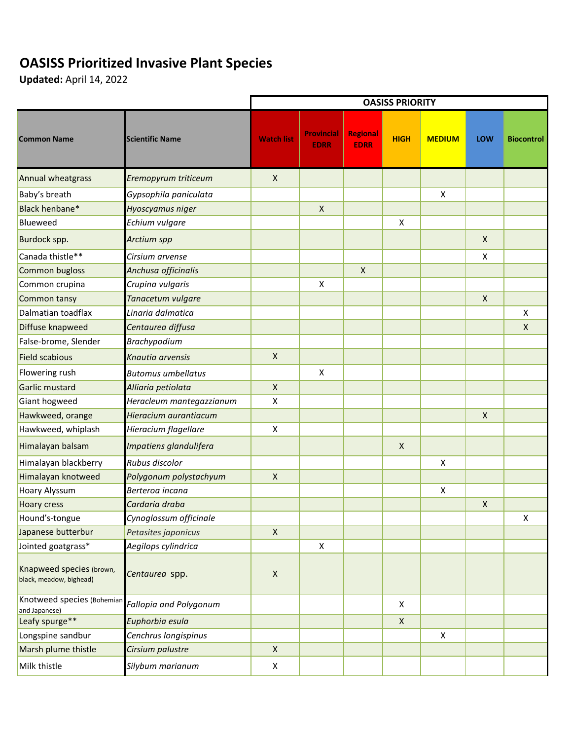# OASISS Prioritized Invasive Plant Species

**Updated:** April 14, 2022

| | | OASISS PRIORITY | | | | | | |
|---|---|---|---|---|---|---|---|---|
| **Common Name** | **Scientific Name** | **Watch list** | **Provincial EDRR** | **Regional EDRR** | **HIGH** | **MEDIUM** | **LOW** | **Biocontrol** |
| Annual wheatgrass | *Eremopyrum triticeum* | X | | | | | | |
| Baby's breath | *Gypsophila paniculata* | | | | | X | | |
| Black henbane* | *Hyoscyamus niger* | | X | | | | | |
| Blueweed | *Echium vulgare* | | | | X | | | |
| Burdock spp. | *Arctium spp* | | | | | | X | |
| Canada thistle** | *Cirsium arvense* | | | | | | X | |
| Common bugloss | *Anchusa officinalis* | | | X | | | | |
| Common crupina | *Crupina vulgaris* | | X | | | | | |
| Common tansy | *Tanacetum vulgare* | | | | | | X | |
| Dalmatian toadflax | *Linaria dalmatica* | | | | | | | X |
| Diffuse knapweed | *Centaurea diffusa* | | | | | | | X |
| False-brome, Slender | *Brachypodium* | | | | | | | |
| Field scabious | *Knautia arvensis* | X | | | | | | |
| Flowering rush | *Butomus umbellatus* | | X | | | | | |
| Garlic mustard | *Alliaria petiolata* | X | | | | | | |
| Giant hogweed | *Heracleum mantegazzianum* | X | | | | | | |
| Hawkweed, orange | *Hieracium aurantiacum* | | | | | | X | |
| Hawkweed, whiplash | *Hieracium flagellare* | X | | | | | | |
| Himalayan balsam | *Impatiens glandulifera* | | | | X | | | |
| Himalayan blackberry | *Rubus discolor* | | | | | X | | |
| Himalayan knotweed | *Polygonum polystachyum* | X | | | | | | |
| Hoary Alyssum | *Berteroa incana* | | | | | X | | |
| Hoary cress | *Cardaria draba* | | | | | | X | |
| Hound's-tongue | *Cynoglossum officinale* | | | | | | | X |
| Japanese butterbur | *Petasites japonicus* | X | | | | | | |
| Jointed goatgrass* | *Aegilops cylindrica* | | X | | | | | |
| Knapweed species (brown, black, meadow, bighead) | *Centaurea* spp. | X | | | | | | |
| Knotweed species (Bohemian and Japanese) | *Fallopia and Polygonum* | | | | X | | | |
| Leafy spurge** | *Euphorbia esula* | | | | X | | | |
| Longspine sandbur | *Cenchrus longispinus* | | | | | X | | |
| Marsh plume thistle | *Cirsium palustre* | X | | | | | | |
| Milk thistle | *Silybum marianum* | X | | | | | | |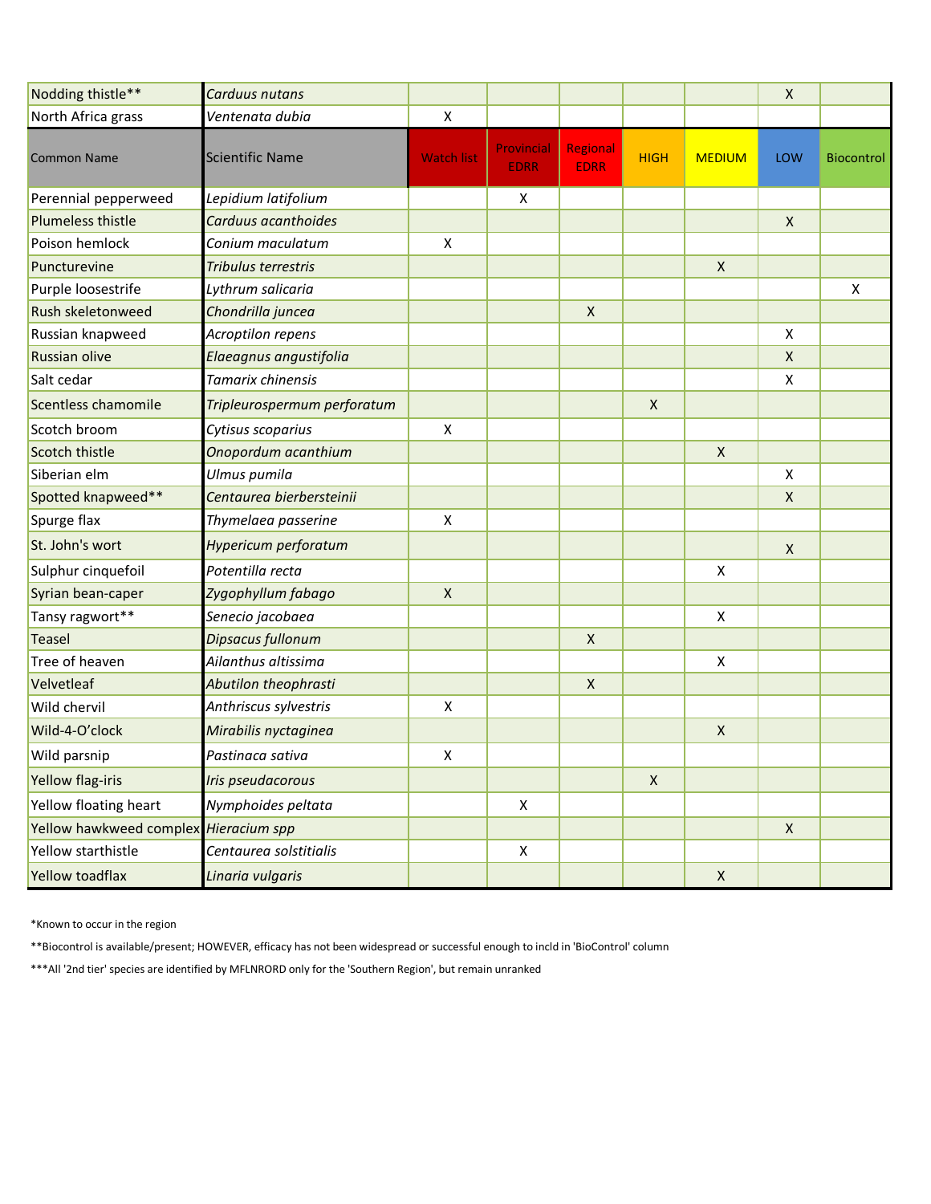| Common Name | Scientific Name | Watch list | Provincial EDRR | Regional EDRR | HIGH | MEDIUM | LOW | Biocontrol |
|---|---|---|---|---|---|---|---|---|
| Nodding thistle** | *Carduus nutans* | | | | | | X | |
| North Africa grass | *Ventenata dubia* | X | | | | | | |
| Perennial pepperweed | *Lepidium latifolium* | | X | | | | | |
| Plumeless thistle | *Carduus acanthoides* | | | | | | X | |
| Poison hemlock | *Conium maculatum* | X | | | | | | |
| Puncturevine | *Tribulus terrestris* | | | | | X | | |
| Purple loosestrife | *Lythrum salicaria* | | | | | | | X |
| Rush skeletonweed | *Chondrilla juncea* | | | X | | | | |
| Russian knapweed | *Acroptilon repens* | | | | | | X | |
| Russian olive | *Elaeagnus angustifolia* | | | | | | X | |
| Salt cedar | *Tamarix chinensis* | | | | | | X | |
| Scentless chamomile | *Tripleurospermum perforatum* | | | | X | | | |
| Scotch broom | *Cytisus scoparius* | X | | | | | | |
| Scotch thistle | *Onopordum acanthium* | | | | | X | | |
| Siberian elm | *Ulmus pumila* | | | | | | X | |
| Spotted knapweed** | *Centaurea bierbersteinii* | | | | | | X | |
| Spurge flax | *Thymelaea passerine* | X | | | | | | |
| St. John's wort | *Hypericum perforatum* | | | | | | X | |
| Sulphur cinquefoil | *Potentilla recta* | | | | | X | | |
| Syrian bean-caper | *Zygophyllum fabago* | X | | | | | | |
| Tansy ragwort** | *Senecio jacobaea* | | | | | X | | |
| Teasel | *Dipsacus fullonum* | | | X | | | | |
| Tree of heaven | *Ailanthus altissima* | | | | | X | | |
| Velvetleaf | *Abutilon theophrasti* | | | X | | | | |
| Wild chervil | *Anthriscus sylvestris* | X | | | | | | |
| Wild-4-O'clock | *Mirabilis nyctaginea* | | | | | X | | |
| Wild parsnip | *Pastinaca sativa* | X | | | | | | |
| Yellow flag-iris | *Iris pseudacorous* | | | | X | | | |
| Yellow floating heart | *Nymphoides peltata* | | X | | | | | |
| Yellow hawkweed complex | *Hieracium spp* | | | | | | X | |
| Yellow starthistle | *Centaurea solstitialis* | | X | | | | | |
| Yellow toadflax | *Linaria vulgaris* | | | | | X | | |

*Known to occur in the region

**Biocontrol is available/present; HOWEVER, efficacy has not been widespread or successful enough to incld in 'BioControl' column

***All '2nd tier' species are identified by MFLNRORD only for the 'Southern Region', but remain unranked